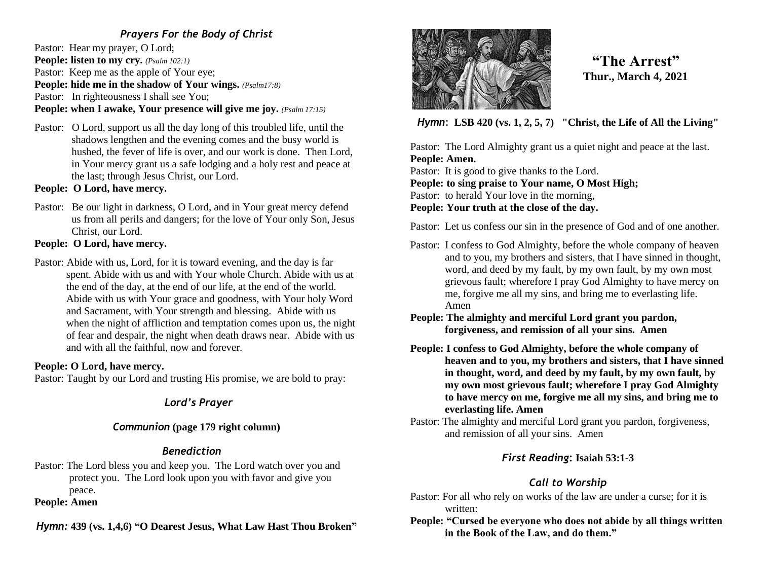### *Prayers For the Body of Christ*

Pastor: Hear my prayer, O Lord;
**People: listen to my cry.** *(Psalm 102:1)*
Pastor: Keep me as the apple of Your eye;
**People: hide me in the shadow of Your wings.** *(Psalm17:8)*
Pastor: In righteousness I shall see You;
**People: when I awake, Your presence will give me joy.** *(Psalm 17:15)*

Pastor: O Lord, support us all the day long of this troubled life, until the shadows lengthen and the evening comes and the busy world is hushed, the fever of life is over, and our work is done. Then Lord, in Your mercy grant us a safe lodging and a holy rest and peace at the last; through Jesus Christ, our Lord.

**People: O Lord, have mercy.**

Pastor: Be our light in darkness, O Lord, and in Your great mercy defend us from all perils and dangers; for the love of Your only Son, Jesus Christ, our Lord.

**People: O Lord, have mercy.**

Pastor: Abide with us, Lord, for it is toward evening, and the day is far spent. Abide with us and with Your whole Church. Abide with us at the end of the day, at the end of our life, at the end of the world. Abide with us with Your grace and goodness, with Your holy Word and Sacrament, with Your strength and blessing. Abide with us when the night of affliction and temptation comes upon us, the night of fear and despair, the night when death draws near. Abide with us and with all the faithful, now and forever.

**People: O Lord, have mercy.**

Pastor: Taught by our Lord and trusting His promise, we are bold to pray:

### *Lord's Prayer*

### *Communion* (page 179 right column)

### *Benediction*

Pastor: The Lord bless you and keep you. The Lord watch over you and protect you. The Lord look upon you with favor and give you peace.

**People: Amen**

*Hymn:* **439 (vs. 1,4,6) "O Dearest Jesus, What Law Hast Thou Broken"**

# "The Arrest"
**Thur., March 4, 2021**

*Hymn*: **LSB 420 (vs. 1, 2, 5, 7) "Christ, the Life of All the Living"**

Pastor: The Lord Almighty grant us a quiet night and peace at the last.
**People: Amen.**
Pastor: It is good to give thanks to the Lord.
**People: to sing praise to Your name, O Most High;**
Pastor: to herald Your love in the morning,
**People: Your truth at the close of the day.**

Pastor: Let us confess our sin in the presence of God and of one another.

Pastor: I confess to God Almighty, before the whole company of heaven and to you, my brothers and sisters, that I have sinned in thought, word, and deed by my fault, by my own fault, by my own most grievous fault; wherefore I pray God Almighty to have mercy on me, forgive me all my sins, and bring me to everlasting life. Amen

**People: The almighty and merciful Lord grant you pardon, forgiveness, and remission of all your sins. Amen**

**People: I confess to God Almighty, before the whole company of heaven and to you, my brothers and sisters, that I have sinned in thought, word, and deed by my fault, by my own fault, by my own most grievous fault; wherefore I pray God Almighty to have mercy on me, forgive me all my sins, and bring me to everlasting life. Amen**

Pastor: The almighty and merciful Lord grant you pardon, forgiveness, and remission of all your sins. Amen

### *First Reading*: Isaiah 53:1-3

### *Call to Worship*

Pastor: For all who rely on works of the law are under a curse; for it is written:

**People: "Cursed be everyone who does not abide by all things written in the Book of the Law, and do them."**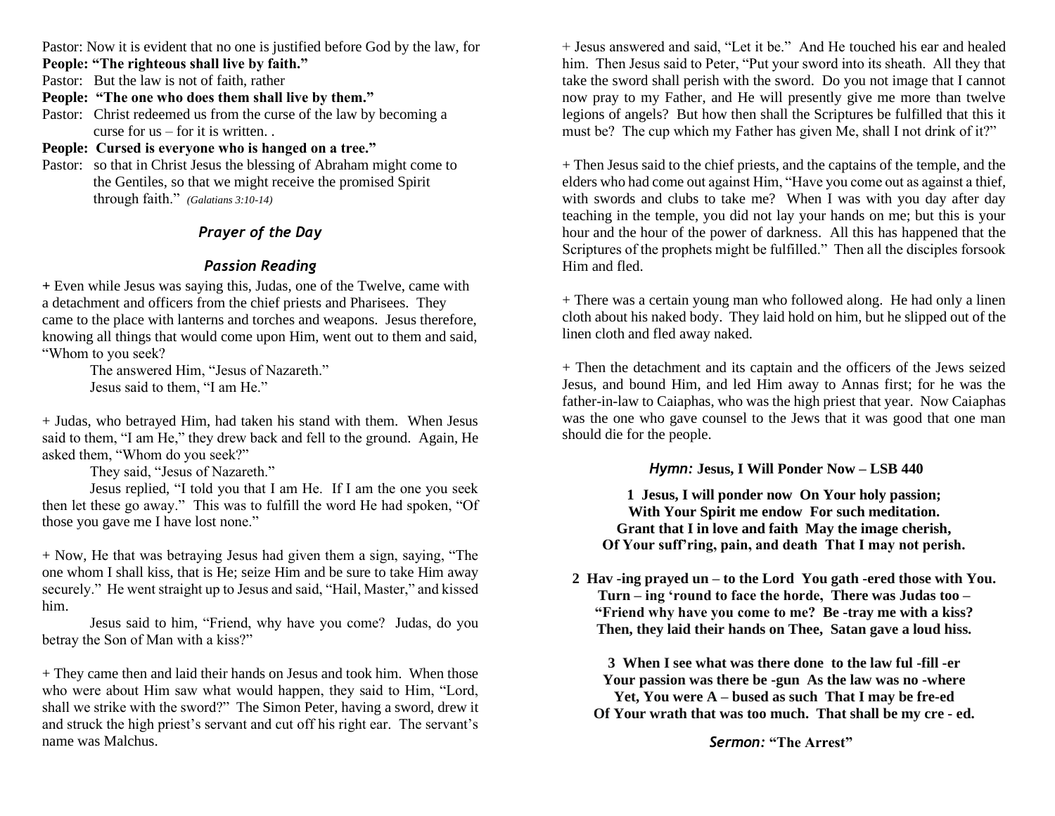Pastor: Now it is evident that no one is justified before God by the law, for

**People: "The righteous shall live by faith."**

Pastor: But the law is not of faith, rather

**People: "The one who does them shall live by them."**

Pastor: Christ redeemed us from the curse of the law by becoming a curse for us – for it is written. .

**People: Cursed is everyone who is hanged on a tree."**

Pastor: so that in Christ Jesus the blessing of Abraham might come to the Gentiles, so that we might receive the promised Spirit through faith." *(Galatians 3:10-14)*

### *Prayer of the Day*

### *Passion Reading*

**+** Even while Jesus was saying this, Judas, one of the Twelve, came with a detachment and officers from the chief priests and Pharisees. They came to the place with lanterns and torches and weapons. Jesus therefore, knowing all things that would come upon Him, went out to them and said, "Whom to you seek?

The answered Him, "Jesus of Nazareth."

Jesus said to them, "I am He."

+ Judas, who betrayed Him, had taken his stand with them. When Jesus said to them, "I am He," they drew back and fell to the ground. Again, He asked them, "Whom do you seek?"

They said, "Jesus of Nazareth."

Jesus replied, "I told you that I am He. If I am the one you seek then let these go away." This was to fulfill the word He had spoken, "Of those you gave me I have lost none."

+ Now, He that was betraying Jesus had given them a sign, saying, "The one whom I shall kiss, that is He; seize Him and be sure to take Him away securely." He went straight up to Jesus and said, "Hail, Master," and kissed him.

Jesus said to him, "Friend, why have you come? Judas, do you betray the Son of Man with a kiss?"

+ They came then and laid their hands on Jesus and took him. When those who were about Him saw what would happen, they said to Him, "Lord, shall we strike with the sword?" The Simon Peter, having a sword, drew it and struck the high priest's servant and cut off his right ear. The servant's name was Malchus.

+ Jesus answered and said, "Let it be." And He touched his ear and healed him. Then Jesus said to Peter, "Put your sword into its sheath. All they that take the sword shall perish with the sword. Do you not image that I cannot now pray to my Father, and He will presently give me more than twelve legions of angels? But how then shall the Scriptures be fulfilled that this it must be? The cup which my Father has given Me, shall I not drink of it?"

+ Then Jesus said to the chief priests, and the captains of the temple, and the elders who had come out against Him, "Have you come out as against a thief, with swords and clubs to take me? When I was with you day after day teaching in the temple, you did not lay your hands on me; but this is your hour and the hour of the power of darkness. All this has happened that the Scriptures of the prophets might be fulfilled." Then all the disciples forsook Him and fled.

+ There was a certain young man who followed along. He had only a linen cloth about his naked body. They laid hold on him, but he slipped out of the linen cloth and fled away naked.

+ Then the detachment and its captain and the officers of the Jews seized Jesus, and bound Him, and led Him away to Annas first; for he was the father-in-law to Caiaphas, who was the high priest that year. Now Caiaphas was the one who gave counsel to the Jews that it was good that one man should die for the people.

### *Hymn:* **Jesus, I Will Ponder Now – LSB 440**

**1 Jesus, I will ponder now On Your holy passion;**
**With Your Spirit me endow For such meditation.**
**Grant that I in love and faith May the image cherish,**
**Of Your suff'ring, pain, and death That I may not perish.**

**2 Hav -ing prayed un – to the Lord You gath -ered those with You.**
**Turn – ing 'round to face the horde, There was Judas too –**
**"Friend why have you come to me? Be -tray me with a kiss?**
**Then, they laid their hands on Thee, Satan gave a loud hiss.**

**3 When I see what was there done to the law ful -fill -er**
**Your passion was there be -gun As the law was no -where**
**Yet, You were A – bused as such That I may be fre-ed**
**Of Your wrath that was too much. That shall be my cre - ed.**

### *Sermon:* **"The Arrest"**